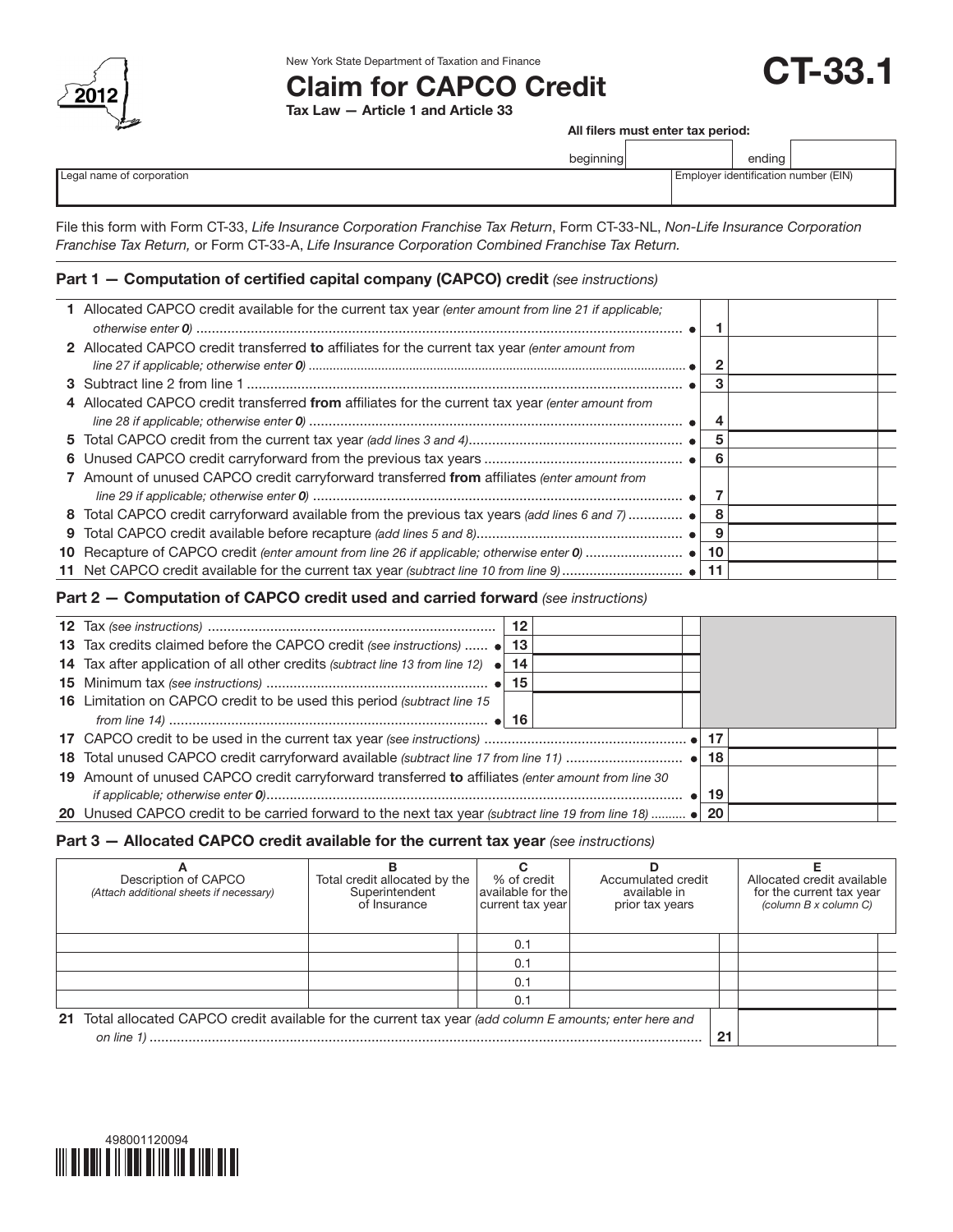New York State Department of Taxation and Finance

# Claim for CAPCO Credit

**CT-33.1**

2012

**Tax Law — Article 1 and Article 33**

**All filers must enter tax period:**

beginning ______ ending ______

| Legal name of corporation | Employer identification number (EIN) |
|---|---|
| | |

File this form with Form CT-33, *Life Insurance Corporation Franchise Tax Return*, Form CT-33-NL, *Non-Life Insurance Corporation Franchise Tax Return,* or Form CT-33-A, *Life Insurance Corporation Combined Franchise Tax Return.*

## Part 1 — Computation of certified capital company (CAPCO) credit *(see instructions)*

| Line | Description | No. | Amount |
|---|---|---|---|
| 1 | Allocated CAPCO credit available for the current tax year *(enter amount from line 21 if applicable; otherwise enter 0)* | 1 | |
| 2 | Allocated CAPCO credit transferred **to** affiliates for the current tax year *(enter amount from line 27 if applicable; otherwise enter 0)* | 2 | |
| 3 | Subtract line 2 from line 1 | 3 | |
| 4 | Allocated CAPCO credit transferred **from** affiliates for the current tax year *(enter amount from line 28 if applicable; otherwise enter 0)* | 4 | |
| 5 | Total CAPCO credit from the current tax year *(add lines 3 and 4)* | 5 | |
| 6 | Unused CAPCO credit carryforward from the previous tax years | 6 | |
| 7 | Amount of unused CAPCO credit carryforward transferred **from** affiliates *(enter amount from line 29 if applicable; otherwise enter 0)* | 7 | |
| 8 | Total CAPCO credit carryforward available from the previous tax years *(add lines 6 and 7)* | 8 | |
| 9 | Total CAPCO credit available before recapture *(add lines 5 and 8)* | 9 | |
| 10 | Recapture of CAPCO credit *(enter amount from line 26 if applicable; otherwise enter 0)* | 10 | |
| 11 | Net CAPCO credit available for the current tax year *(subtract line 10 from line 9)* | 11 | |

## Part 2 — Computation of CAPCO credit used and carried forward *(see instructions)*

| Line | Description | No. | Amount | No. | Amount |
|---|---|---|---|---|---|
| 12 | Tax *(see instructions)* | 12 | | | |
| 13 | Tax credits claimed before the CAPCO credit *(see instructions)* | 13 | | | |
| 14 | Tax after application of all other credits *(subtract line 13 from line 12)* | 14 | | | |
| 15 | Minimum tax *(see instructions)* | 15 | | | |
| 16 | Limitation on CAPCO credit to be used this period *(subtract line 15 from line 14)* | 16 | | | |
| 17 | CAPCO credit to be used in the current tax year *(see instructions)* | | | 17 | |
| 18 | Total unused CAPCO credit carryforward available *(subtract line 17 from line 11)* | | | 18 | |
| 19 | Amount of unused CAPCO credit carryforward transferred **to** affiliates *(enter amount from line 30 if applicable; otherwise enter 0)* | | | 19 | |
| 20 | Unused CAPCO credit to be carried forward to the next tax year *(subtract line 19 from line 18)* | | | 20 | |

## Part 3 — Allocated CAPCO credit available for the current tax year *(see instructions)*

| A<br>Description of CAPCO<br>*(Attach additional sheets if necessary)* | B<br>Total credit allocated by the Superintendent of Insurance | C<br>% of credit available for the current tax year | D<br>Accumulated credit available in prior tax years | E<br>Allocated credit available for the current tax year<br>*(column B x column C)* |
|---|---|---|---|---|
| | | 0.1 | | |
| | | 0.1 | | |
| | | 0.1 | | |
| | | 0.1 | | |

**21** Total allocated CAPCO credit available for the current tax year *(add column E amounts; enter here and on line 1)* ........ **21** ______

498001120094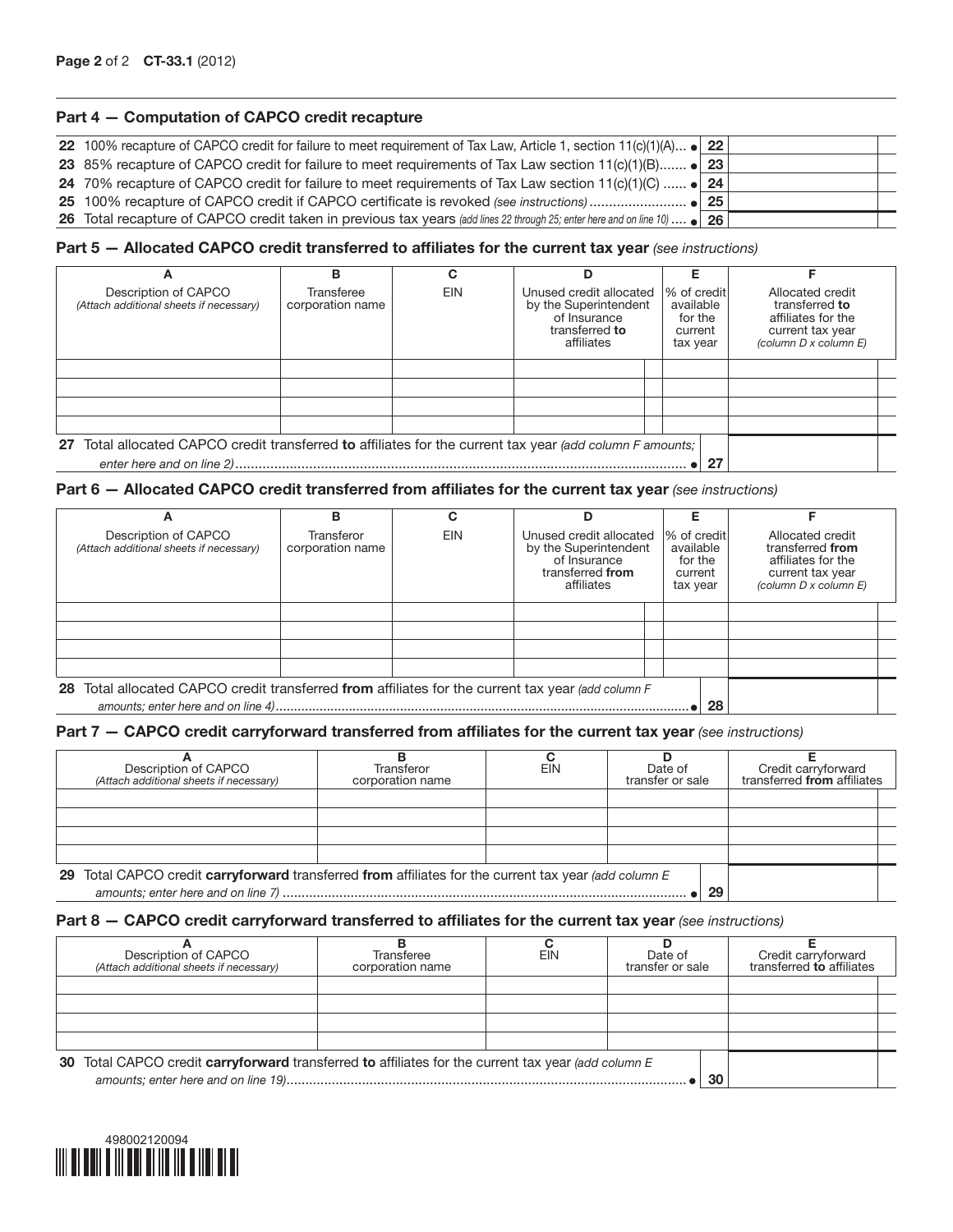## Part 4 — Computation of CAPCO credit recapture

| | | |
|---|---|---|
| 22 100% recapture of CAPCO credit for failure to meet requirement of Tax Law, Article 1, section 11(c)(1)(A)... ● | 22 | |
| 23 85% recapture of CAPCO credit for failure to meet requirements of Tax Law section 11(c)(1)(B)....... ● | 23 | |
| 24 70% recapture of CAPCO credit for failure to meet requirements of Tax Law section 11(c)(1)(C) ...... ● | 24 | |
| 25 100% recapture of CAPCO credit if CAPCO certificate is revoked *(see instructions)* ......................... ● | 25 | |
| 26 Total recapture of CAPCO credit taken in previous tax years *(add lines 22 through 25; enter here and on line 10)* .... ● | 26 | |

## Part 5 — Allocated CAPCO credit transferred to affiliates for the current tax year *(see instructions)*

| A<br>Description of CAPCO<br>*(Attach additional sheets if necessary)* | B<br>Transferee corporation name | C<br>EIN | D<br>Unused credit allocated by the Superintendent of Insurance transferred **to** affiliates | E<br>% of credit available for the current tax year | F<br>Allocated credit transferred **to** affiliates for the current tax year<br>*(column D x column E)* |
|---|---|---|---|---|---|
| | | | | | |
| | | | | | |
| | | | | | |
| | | | | | |

27 Total allocated CAPCO credit transferred **to** affiliates for the current tax year *(add column F amounts; enter here and on line 2)* ........ ● 27

## Part 6 — Allocated CAPCO credit transferred from affiliates for the current tax year *(see instructions)*

| A<br>Description of CAPCO<br>*(Attach additional sheets if necessary)* | B<br>Transferor corporation name | C<br>EIN | D<br>Unused credit allocated by the Superintendent of Insurance transferred **from** affiliates | E<br>% of credit available for the current tax year | F<br>Allocated credit transferred **from** affiliates for the current tax year<br>*(column D x column E)* |
|---|---|---|---|---|---|
| | | | | | |
| | | | | | |
| | | | | | |
| | | | | | |

28 Total allocated CAPCO credit transferred **from** affiliates for the current tax year *(add column F amounts; enter here and on line 4)* ........ ● 28

## Part 7 — CAPCO credit carryforward transferred from affiliates for the current tax year *(see instructions)*

| A<br>Description of CAPCO<br>*(Attach additional sheets if necessary)* | B<br>Transferor corporation name | C<br>EIN | D<br>Date of transfer or sale | E<br>Credit carryforward transferred **from** affiliates |
|---|---|---|---|---|
| | | | | |
| | | | | |
| | | | | |
| | | | | |

29 Total CAPCO credit **carryforward** transferred **from** affiliates for the current tax year *(add column E amounts; enter here and on line 7)* ........ ● 29

## Part 8 — CAPCO credit carryforward transferred to affiliates for the current tax year *(see instructions)*

| A<br>Description of CAPCO<br>*(Attach additional sheets if necessary)* | B<br>Transferee corporation name | C<br>EIN | D<br>Date of transfer or sale | E<br>Credit carryforward transferred **to** affiliates |
|---|---|---|---|---|
| | | | | |
| | | | | |
| | | | | |
| | | | | |

30 Total CAPCO credit **carryforward** transferred **to** affiliates for the current tax year *(add column E amounts; enter here and on line 19)* ........ ● 30

498002120094